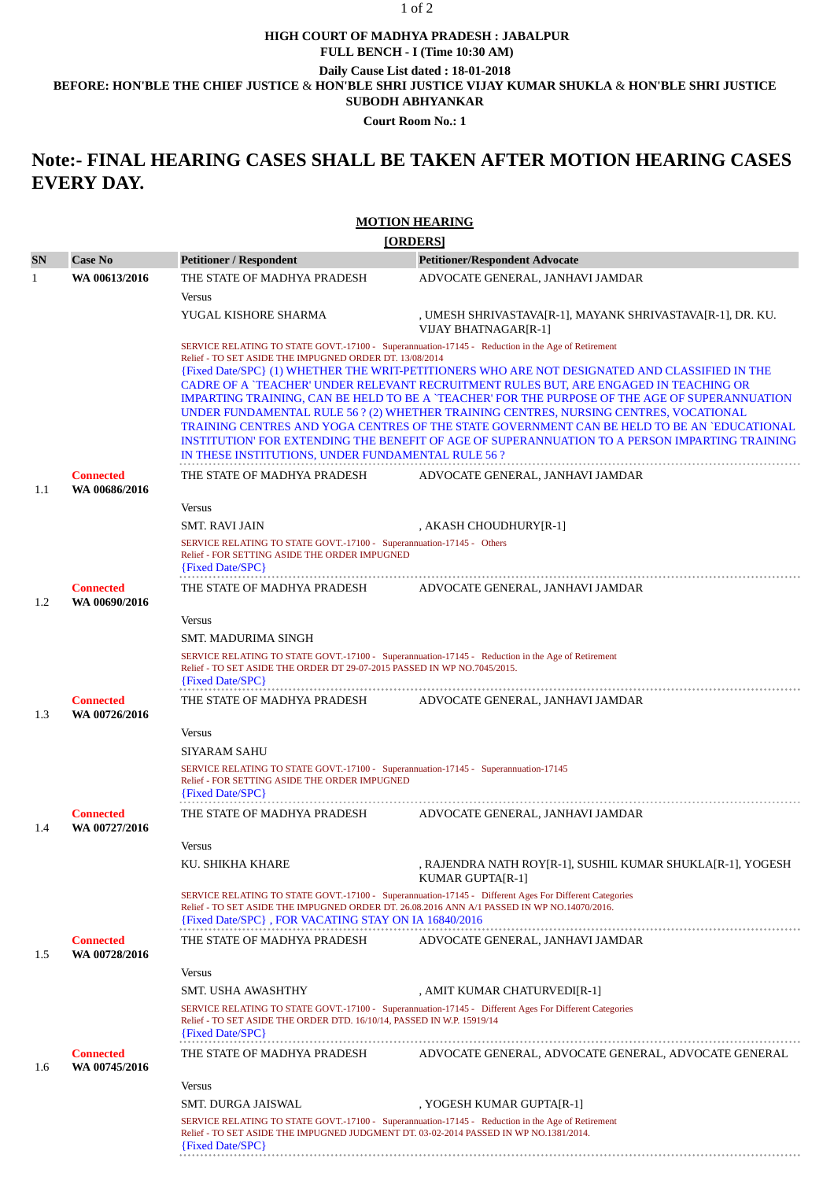**HIGH COURT OF MADHYA PRADESH : JABALPUR**
**FULL BENCH - I (Time 10:30 AM)**

**Daily Cause List dated : 18-01-2018**

**BEFORE: HON'BLE THE CHIEF JUSTICE & HON'BLE SHRI JUSTICE VIJAY KUMAR SHUKLA & HON'BLE SHRI JUSTICE SUBODH ABHYANKAR**

**Court Room No.: 1**

# Note:- FINAL HEARING CASES SHALL BE TAKEN AFTER MOTION HEARING CASES EVERY DAY.

## MOTION HEARING
## [ORDERS]

| SN | Case No | Petitioner / Respondent | Petitioner/Respondent Advocate |
|---|---|---|---|
| 1 | **WA 00613/2016** | THE STATE OF MADHYA PRADESH | ADVOCATE GENERAL, JANHAVI JAMDAR |
| | | Versus | |
| | | YUGAL KISHORE SHARMA | , UMESH SHRIVASTAVA[R-1], MAYANK SHRIVASTAVA[R-1], DR. KU. VIJAY BHATNAGAR[R-1] |
| | | SERVICE RELATING TO STATE GOVT.-17100 - Superannuation-17145 - Reduction in the Age of Retirement<br>Relief - TO SET ASIDE THE IMPUGNED ORDER DT. 13/08/2014<br>{Fixed Date/SPC} (1) WHETHER THE WRIT-PETITIONERS WHO ARE NOT DESIGNATED AND CLASSIFIED IN THE CADRE OF A `TEACHER' UNDER RELEVANT RECRUITMENT RULES BUT, ARE ENGAGED IN TEACHING OR IMPARTING TRAINING, CAN BE HELD TO BE A `TEACHER' FOR THE PURPOSE OF THE AGE OF SUPERANNUATION UNDER FUNDAMENTAL RULE 56 ? (2) WHETHER TRAINING CENTRES, NURSING CENTRES, VOCATIONAL TRAINING CENTRES AND YOGA CENTRES OF THE STATE GOVERNMENT CAN BE HELD TO BE AN `EDUCATIONAL INSTITUTION' FOR EXTENDING THE BENEFIT OF AGE OF SUPERANNUATION TO A PERSON IMPARTING TRAINING IN THESE INSTITUTIONS, UNDER FUNDAMENTAL RULE 56 ? | |
| 1.1 | **Connected**<br>**WA 00686/2016** | THE STATE OF MADHYA PRADESH | ADVOCATE GENERAL, JANHAVI JAMDAR |
| | | Versus | |
| | | SMT. RAVI JAIN | , AKASH CHOUDHURY[R-1] |
| | | SERVICE RELATING TO STATE GOVT.-17100 - Superannuation-17145 - Others<br>Relief - FOR SETTING ASIDE THE ORDER IMPUGNED<br>{Fixed Date/SPC} | |
| 1.2 | **Connected**<br>**WA 00690/2016** | THE STATE OF MADHYA PRADESH | ADVOCATE GENERAL, JANHAVI JAMDAR |
| | | Versus | |
| | | SMT. MADURIMA SINGH | |
| | | SERVICE RELATING TO STATE GOVT.-17100 - Superannuation-17145 - Reduction in the Age of Retirement<br>Relief - TO SET ASIDE THE ORDER DT 29-07-2015 PASSED IN WP NO.7045/2015.<br>{Fixed Date/SPC} | |
| 1.3 | **Connected**<br>**WA 00726/2016** | THE STATE OF MADHYA PRADESH | ADVOCATE GENERAL, JANHAVI JAMDAR |
| | | Versus | |
| | | SIYARAM SAHU | |
| | | SERVICE RELATING TO STATE GOVT.-17100 - Superannuation-17145 - Superannuation-17145<br>Relief - FOR SETTING ASIDE THE ORDER IMPUGNED<br>{Fixed Date/SPC} | |
| 1.4 | **Connected**<br>**WA 00727/2016** | THE STATE OF MADHYA PRADESH | ADVOCATE GENERAL, JANHAVI JAMDAR |
| | | Versus | |
| | | KU. SHIKHA KHARE | , RAJENDRA NATH ROY[R-1], SUSHIL KUMAR SHUKLA[R-1], YOGESH KUMAR GUPTA[R-1] |
| | | SERVICE RELATING TO STATE GOVT.-17100 - Superannuation-17145 - Different Ages For Different Categories<br>Relief - TO SET ASIDE THE IMPUGNED ORDER DT. 26.08.2016 ANN A/1 PASSED IN WP NO.14070/2016.<br>{Fixed Date/SPC} , FOR VACATING STAY ON IA 16840/2016 | |
| 1.5 | **Connected**<br>**WA 00728/2016** | THE STATE OF MADHYA PRADESH | ADVOCATE GENERAL, JANHAVI JAMDAR |
| | | Versus | |
| | | SMT. USHA AWASHTHY | , AMIT KUMAR CHATURVEDI[R-1] |
| | | SERVICE RELATING TO STATE GOVT.-17100 - Superannuation-17145 - Different Ages For Different Categories<br>Relief - TO SET ASIDE THE ORDER DTD. 16/10/14, PASSED IN W.P. 15919/14<br>{Fixed Date/SPC} | |
| 1.6 | **Connected**<br>**WA 00745/2016** | THE STATE OF MADHYA PRADESH | ADVOCATE GENERAL, ADVOCATE GENERAL, ADVOCATE GENERAL |
| | | Versus | |
| | | SMT. DURGA JAISWAL | , YOGESH KUMAR GUPTA[R-1] |
| | | SERVICE RELATING TO STATE GOVT.-17100 - Superannuation-17145 - Reduction in the Age of Retirement<br>Relief - TO SET ASIDE THE IMPUGNED JUDGMENT DT. 03-02-2014 PASSED IN WP NO.1381/2014.<br>{Fixed Date/SPC} | |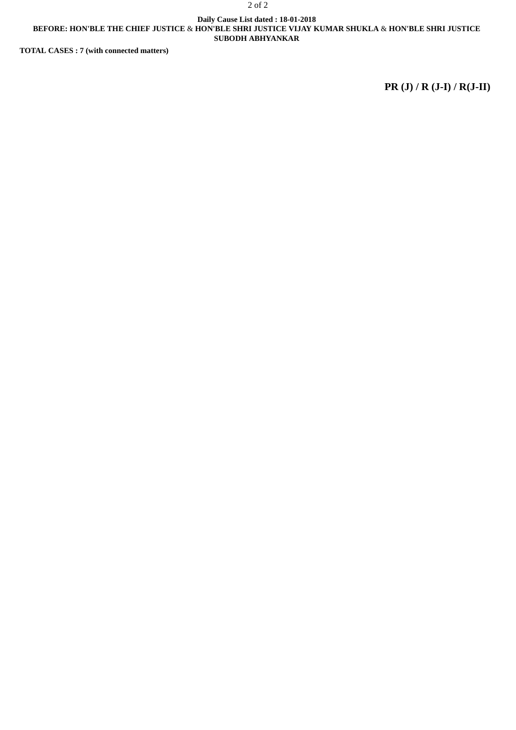**Daily Cause List dated : 18-01-2018**

**BEFORE: HON'BLE THE CHIEF JUSTICE & HON'BLE SHRI JUSTICE VIJAY KUMAR SHUKLA & HON'BLE SHRI JUSTICE SUBODH ABHYANKAR**

**TOTAL CASES : 7 (with connected matters)**

**PR (J) / R (J-I) / R(J-II)**